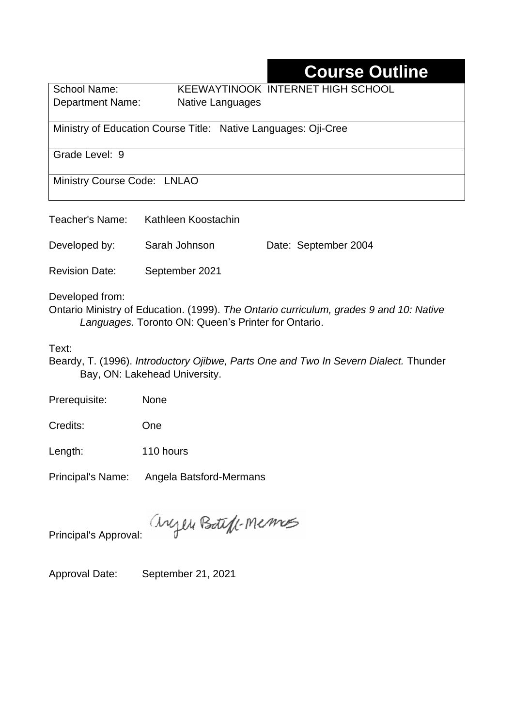# Course Outline

| | |
|---|---|
| School Name: | KEEWAYTINOOK INTERNET HIGH SCHOOL |
| Department Name: | Native Languages |
| Ministry of Education Course Title: | Native Languages: Oji-Cree |
| Grade Level: | 9 |
| Ministry Course Code: | LNLAO |

Teacher's Name: Kathleen Koostachin

Developed by: Sarah Johnson    Date: September 2004

Revision Date: September 2021

Developed from:

Ontario Ministry of Education. (1999). *The Ontario curriculum, grades 9 and 10: Native Languages.* Toronto ON: Queen's Printer for Ontario.

Text:

Beardy, T. (1996). *Introductory Ojibwe, Parts One and Two In Severn Dialect.* Thunder Bay, ON: Lakehead University.

Prerequisite: None

Credits: One

Length: 110 hours

Principal's Name: Angela Batsford-Mermans

Principal's Approval: Angela Batsford-Mermans

Approval Date: September 21, 2021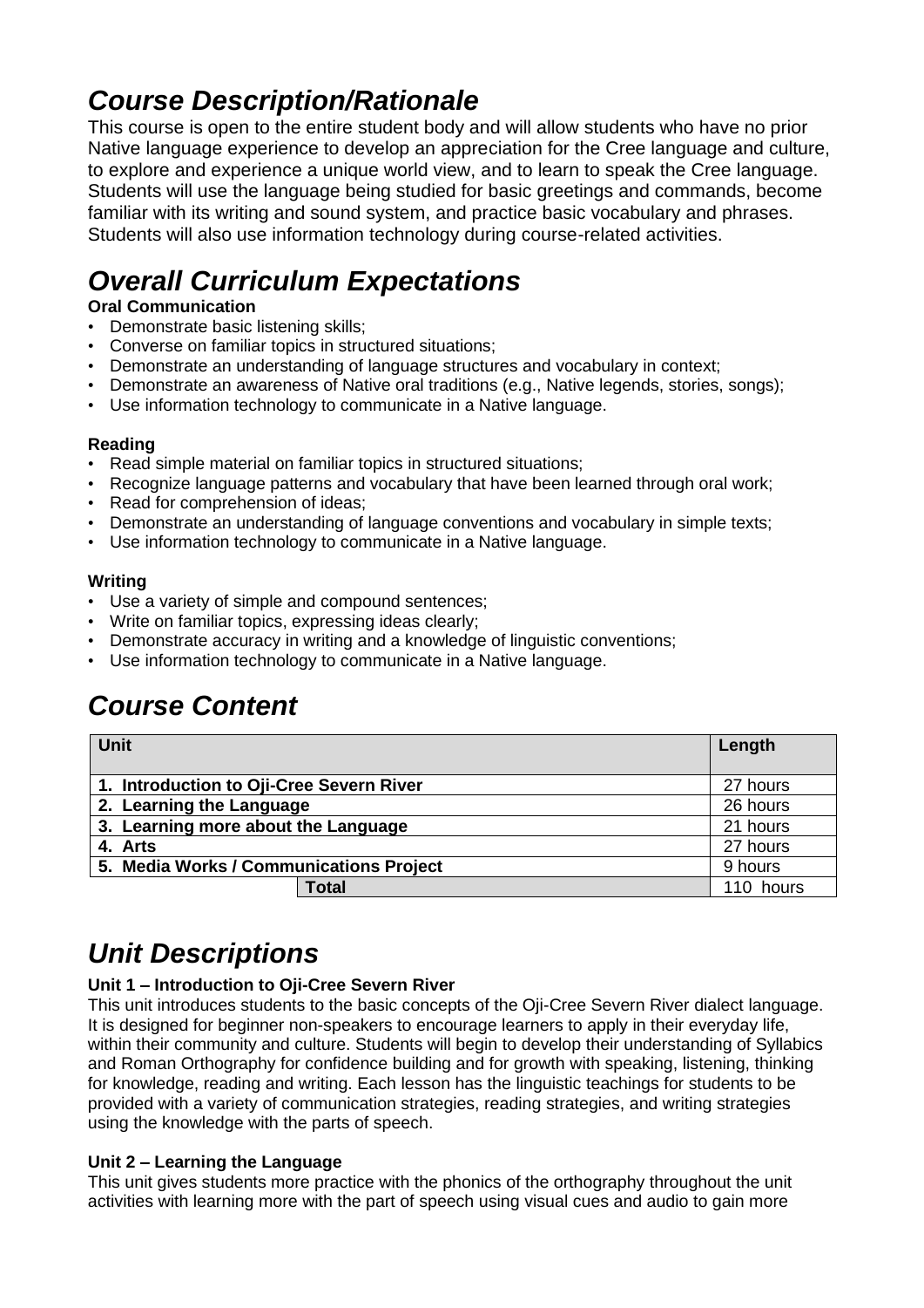## *Course Description/Rationale*

This course is open to the entire student body and will allow students who have no prior Native language experience to develop an appreciation for the Cree language and culture, to explore and experience a unique world view, and to learn to speak the Cree language. Students will use the language being studied for basic greetings and commands, become familiar with its writing and sound system, and practice basic vocabulary and phrases. Students will also use information technology during course-related activities.

## *Overall Curriculum Expectations*

**Oral Communication**

- Demonstrate basic listening skills;
- Converse on familiar topics in structured situations;
- Demonstrate an understanding of language structures and vocabulary in context;
- Demonstrate an awareness of Native oral traditions (e.g., Native legends, stories, songs);
- Use information technology to communicate in a Native language.

**Reading**

- Read simple material on familiar topics in structured situations;
- Recognize language patterns and vocabulary that have been learned through oral work;
- Read for comprehension of ideas;
- Demonstrate an understanding of language conventions and vocabulary in simple texts;
- Use information technology to communicate in a Native language.

**Writing**

- Use a variety of simple and compound sentences;
- Write on familiar topics, expressing ideas clearly;
- Demonstrate accuracy in writing and a knowledge of linguistic conventions;
- Use information technology to communicate in a Native language.

## *Course Content*

| Unit | Length |
|---|---|
| **1. Introduction to Oji-Cree Severn River** | 27 hours |
| **2. Learning the Language** | 26 hours |
| **3. Learning more about the Language** | 21 hours |
| **4. Arts** | 27 hours |
| **5. Media Works / Communications Project** | 9 hours |
| **Total** | 110 hours |

## *Unit Descriptions*

**Unit 1 – Introduction to Oji-Cree Severn River**

This unit introduces students to the basic concepts of the Oji-Cree Severn River dialect language. It is designed for beginner non-speakers to encourage learners to apply in their everyday life, within their community and culture. Students will begin to develop their understanding of Syllabics and Roman Orthography for confidence building and for growth with speaking, listening, thinking for knowledge, reading and writing. Each lesson has the linguistic teachings for students to be provided with a variety of communication strategies, reading strategies, and writing strategies using the knowledge with the parts of speech.

**Unit 2 – Learning the Language**

This unit gives students more practice with the phonics of the orthography throughout the unit activities with learning more with the part of speech using visual cues and audio to gain more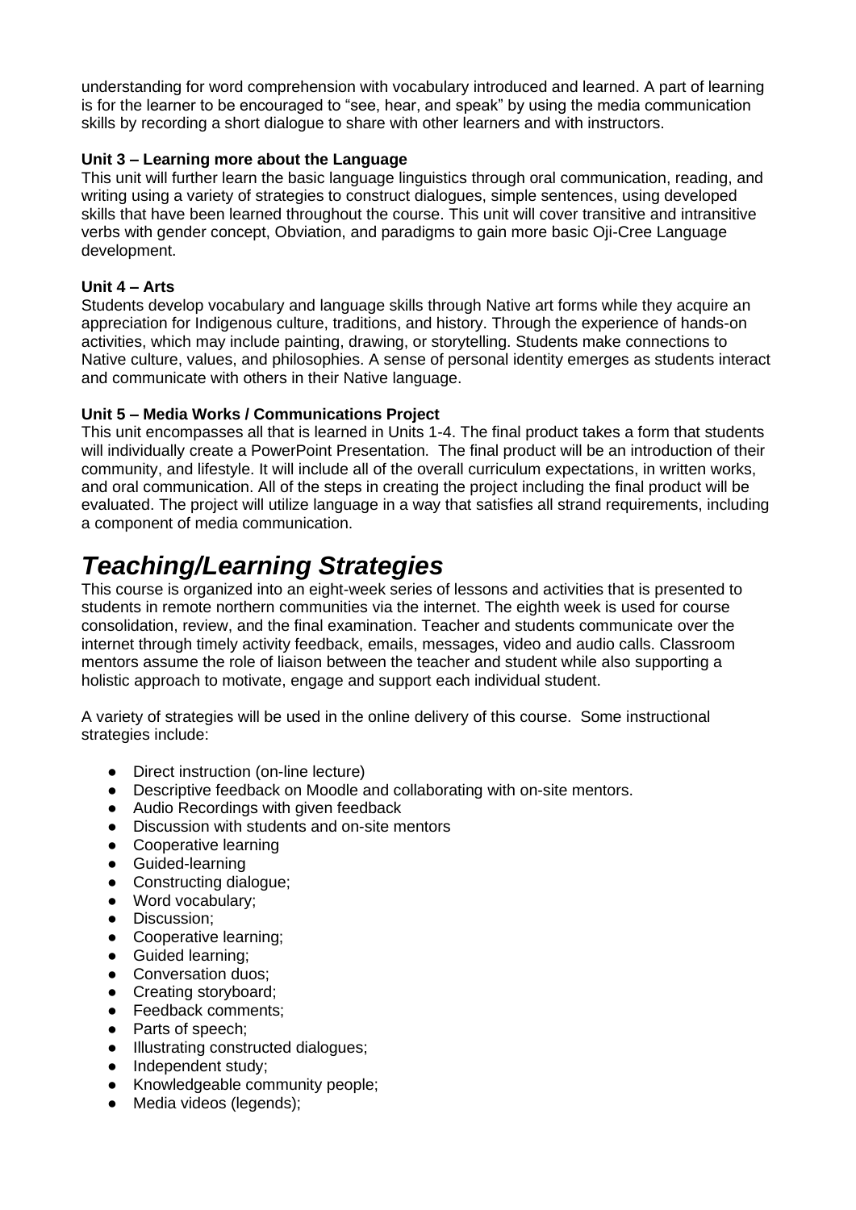understanding for word comprehension with vocabulary introduced and learned. A part of learning is for the learner to be encouraged to "see, hear, and speak" by using the media communication skills by recording a short dialogue to share with other learners and with instructors.

**Unit 3 – Learning more about the Language**
This unit will further learn the basic language linguistics through oral communication, reading, and writing using a variety of strategies to construct dialogues, simple sentences, using developed skills that have been learned throughout the course. This unit will cover transitive and intransitive verbs with gender concept, Obviation, and paradigms to gain more basic Oji-Cree Language development.

**Unit 4 – Arts**
Students develop vocabulary and language skills through Native art forms while they acquire an appreciation for Indigenous culture, traditions, and history. Through the experience of hands-on activities, which may include painting, drawing, or storytelling. Students make connections to Native culture, values, and philosophies. A sense of personal identity emerges as students interact and communicate with others in their Native language.

**Unit 5 – Media Works / Communications Project**
This unit encompasses all that is learned in Units 1-4. The final product takes a form that students will individually create a PowerPoint Presentation. The final product will be an introduction of their community, and lifestyle. It will include all of the overall curriculum expectations, in written works, and oral communication. All of the steps in creating the project including the final product will be evaluated. The project will utilize language in a way that satisfies all strand requirements, including a component of media communication.

# *Teaching/Learning Strategies*

This course is organized into an eight-week series of lessons and activities that is presented to students in remote northern communities via the internet. The eighth week is used for course consolidation, review, and the final examination. Teacher and students communicate over the internet through timely activity feedback, emails, messages, video and audio calls. Classroom mentors assume the role of liaison between the teacher and student while also supporting a holistic approach to motivate, engage and support each individual student.

A variety of strategies will be used in the online delivery of this course. Some instructional strategies include:

- Direct instruction (on-line lecture)
- Descriptive feedback on Moodle and collaborating with on-site mentors.
- Audio Recordings with given feedback
- Discussion with students and on-site mentors
- Cooperative learning
- Guided-learning
- Constructing dialogue;
- Word vocabulary;
- Discussion;
- Cooperative learning;
- Guided learning;
- Conversation duos;
- Creating storyboard;
- Feedback comments;
- Parts of speech;
- Illustrating constructed dialogues;
- Independent study;
- Knowledgeable community people;
- Media videos (legends);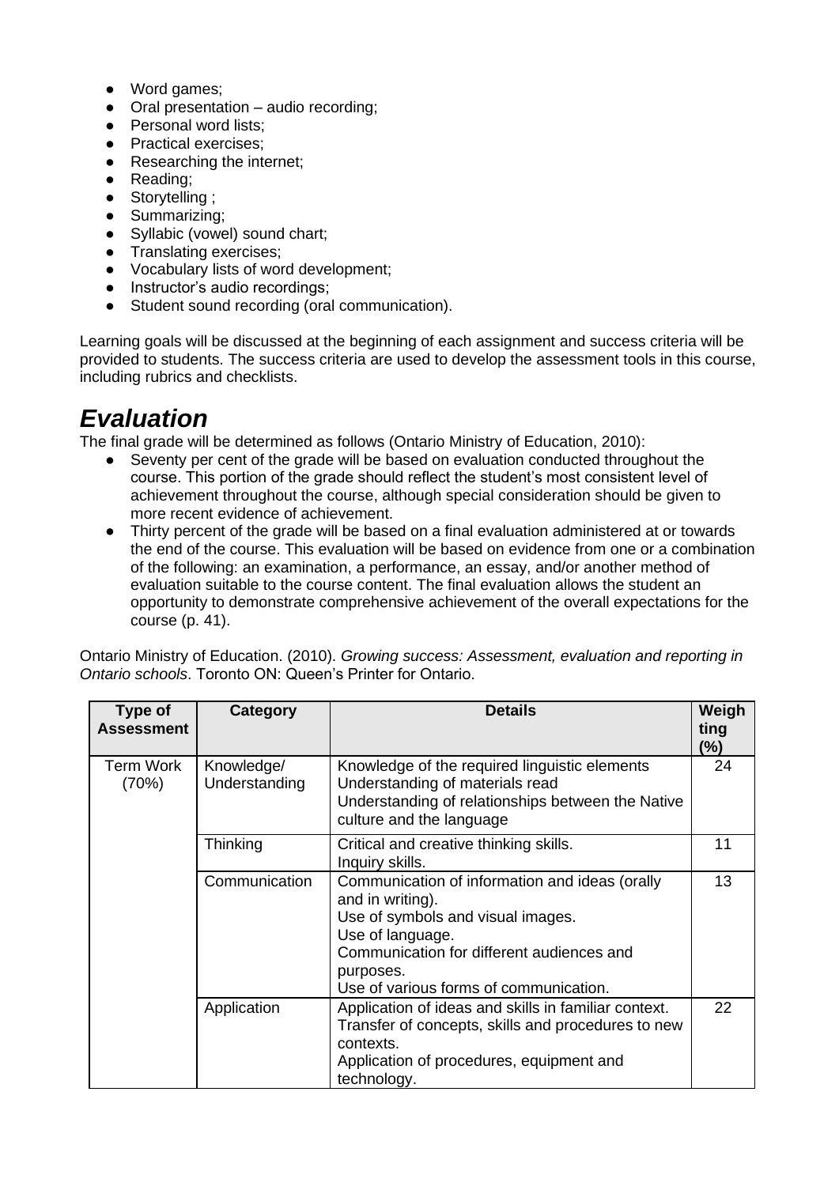- Word games;
- Oral presentation – audio recording;
- Personal word lists;
- Practical exercises;
- Researching the internet;
- Reading;
- Storytelling ;
- Summarizing;
- Syllabic (vowel) sound chart;
- Translating exercises;
- Vocabulary lists of word development;
- Instructor's audio recordings;
- Student sound recording (oral communication).

Learning goals will be discussed at the beginning of each assignment and success criteria will be provided to students. The success criteria are used to develop the assessment tools in this course, including rubrics and checklists.

# *Evaluation*

The final grade will be determined as follows (Ontario Ministry of Education, 2010):

- Seventy per cent of the grade will be based on evaluation conducted throughout the course. This portion of the grade should reflect the student's most consistent level of achievement throughout the course, although special consideration should be given to more recent evidence of achievement.
- Thirty percent of the grade will be based on a final evaluation administered at or towards the end of the course. This evaluation will be based on evidence from one or a combination of the following: an examination, a performance, an essay, and/or another method of evaluation suitable to the course content. The final evaluation allows the student an opportunity to demonstrate comprehensive achievement of the overall expectations for the course (p. 41).

Ontario Ministry of Education. (2010). *Growing success: Assessment, evaluation and reporting in Ontario schools*. Toronto ON: Queen's Printer for Ontario.

| Type of Assessment | Category | Details | Weighting (%) |
|---|---|---|---|
| Term Work (70%) | Knowledge/ Understanding | Knowledge of the required linguistic elements<br>Understanding of materials read<br>Understanding of relationships between the Native culture and the language | 24 |
| | Thinking | Critical and creative thinking skills.<br>Inquiry skills. | 11 |
| | Communication | Communication of information and ideas (orally and in writing).<br>Use of symbols and visual images.<br>Use of language.<br>Communication for different audiences and purposes.<br>Use of various forms of communication. | 13 |
| | Application | Application of ideas and skills in familiar context.<br>Transfer of concepts, skills and procedures to new contexts.<br>Application of procedures, equipment and technology. | 22 |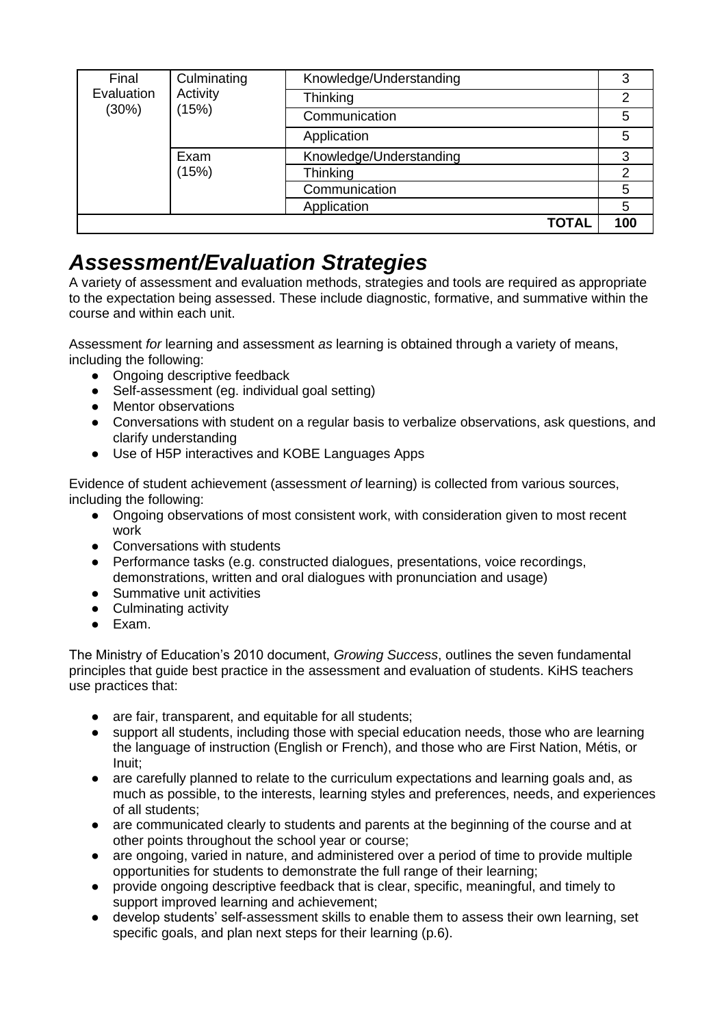| Final Evaluation (30%) | Culminating Activity (15%) | Knowledge/Understanding | 3 |
|---|---|---|---|
| | | Thinking | 2 |
| | | Communication | 5 |
| | | Application | 5 |
| | Exam (15%) | Knowledge/Understanding | 3 |
| | | Thinking | 2 |
| | | Communication | 5 |
| | | Application | 5 |
| | | **TOTAL** | **100** |

## *Assessment/Evaluation Strategies*

A variety of assessment and evaluation methods, strategies and tools are required as appropriate to the expectation being assessed. These include diagnostic, formative, and summative within the course and within each unit.

Assessment *for* learning and assessment *as* learning is obtained through a variety of means, including the following:

- Ongoing descriptive feedback
- Self-assessment (eg. individual goal setting)
- Mentor observations
- Conversations with student on a regular basis to verbalize observations, ask questions, and clarify understanding
- Use of H5P interactives and KOBE Languages Apps

Evidence of student achievement (assessment *of* learning) is collected from various sources, including the following:

- Ongoing observations of most consistent work, with consideration given to most recent work
- Conversations with students
- Performance tasks (e.g. constructed dialogues, presentations, voice recordings, demonstrations, written and oral dialogues with pronunciation and usage)
- Summative unit activities
- Culminating activity
- Exam.

The Ministry of Education's 2010 document, *Growing Success*, outlines the seven fundamental principles that guide best practice in the assessment and evaluation of students. KiHS teachers use practices that:

- are fair, transparent, and equitable for all students;
- support all students, including those with special education needs, those who are learning the language of instruction (English or French), and those who are First Nation, Métis, or Inuit;
- are carefully planned to relate to the curriculum expectations and learning goals and, as much as possible, to the interests, learning styles and preferences, needs, and experiences of all students;
- are communicated clearly to students and parents at the beginning of the course and at other points throughout the school year or course;
- are ongoing, varied in nature, and administered over a period of time to provide multiple opportunities for students to demonstrate the full range of their learning;
- provide ongoing descriptive feedback that is clear, specific, meaningful, and timely to support improved learning and achievement;
- develop students' self-assessment skills to enable them to assess their own learning, set specific goals, and plan next steps for their learning (p.6).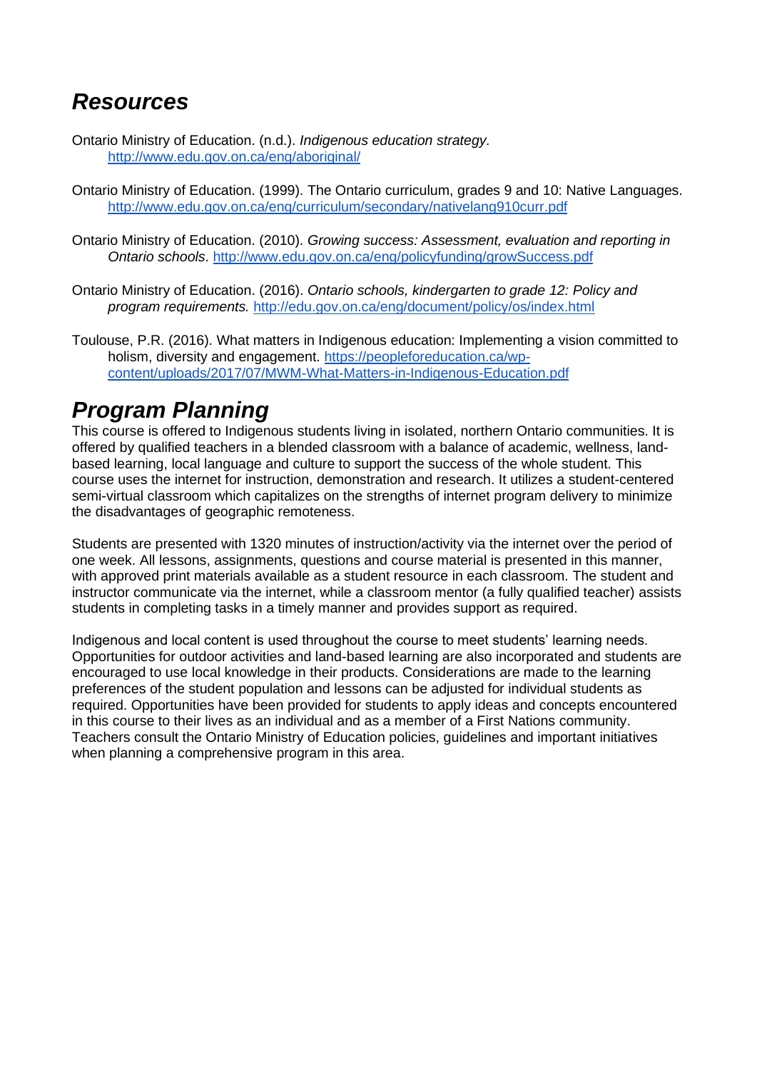## *Resources*

Ontario Ministry of Education. (n.d.). *Indigenous education strategy.* http://www.edu.gov.on.ca/eng/aboriginal/

Ontario Ministry of Education. (1999). The Ontario curriculum, grades 9 and 10: Native Languages. http://www.edu.gov.on.ca/eng/curriculum/secondary/nativelang910curr.pdf

Ontario Ministry of Education. (2010). *Growing success: Assessment, evaluation and reporting in Ontario schools*. http://www.edu.gov.on.ca/eng/policyfunding/growSuccess.pdf

Ontario Ministry of Education. (2016). *Ontario schools, kindergarten to grade 12: Policy and program requirements.* http://edu.gov.on.ca/eng/document/policy/os/index.html

Toulouse, P.R. (2016). What matters in Indigenous education: Implementing a vision committed to holism, diversity and engagement. https://peopleforeducation.ca/wp-content/uploads/2017/07/MWM-What-Matters-in-Indigenous-Education.pdf

## *Program Planning*

This course is offered to Indigenous students living in isolated, northern Ontario communities. It is offered by qualified teachers in a blended classroom with a balance of academic, wellness, land-based learning, local language and culture to support the success of the whole student. This course uses the internet for instruction, demonstration and research. It utilizes a student-centered semi-virtual classroom which capitalizes on the strengths of internet program delivery to minimize the disadvantages of geographic remoteness.

Students are presented with 1320 minutes of instruction/activity via the internet over the period of one week. All lessons, assignments, questions and course material is presented in this manner, with approved print materials available as a student resource in each classroom. The student and instructor communicate via the internet, while a classroom mentor (a fully qualified teacher) assists students in completing tasks in a timely manner and provides support as required.

Indigenous and local content is used throughout the course to meet students' learning needs. Opportunities for outdoor activities and land-based learning are also incorporated and students are encouraged to use local knowledge in their products. Considerations are made to the learning preferences of the student population and lessons can be adjusted for individual students as required. Opportunities have been provided for students to apply ideas and concepts encountered in this course to their lives as an individual and as a member of a First Nations community. Teachers consult the Ontario Ministry of Education policies, guidelines and important initiatives when planning a comprehensive program in this area.